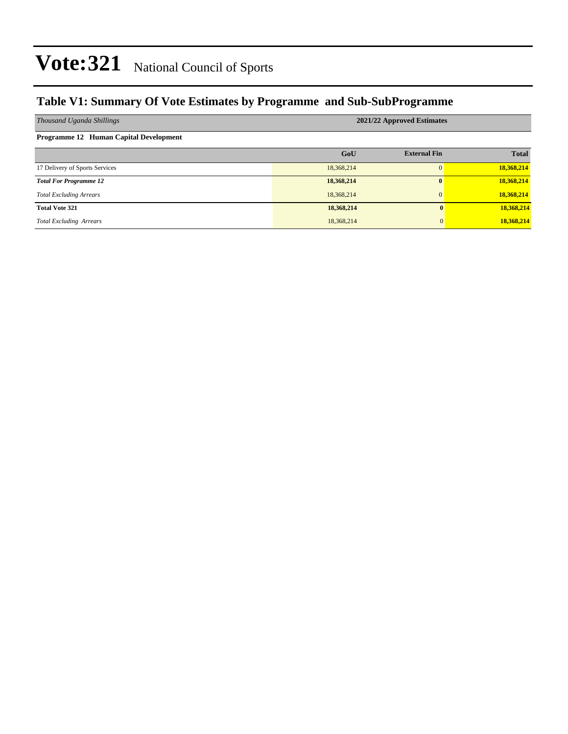# Vote:321 National Council of Sports

## Table V1: Summary Of Vote Estimates by Programme and Sub-SubProgramme

| *Thousand Uganda Shillings* | 2021/22 Approved Estimates | | |
|---|---|---|---|
| **Programme 12 Human Capital Development** | | | |
| | **GoU** | **External Fin** | **Total** |
| 17 Delivery of Sports Services | 18,368,214 | 0 | **18,368,214** |
| ***Total For Programme 12*** | **18,368,214** | **0** | **18,368,214** |
| *Total Excluding Arrears* | 18,368,214 | 0 | **18,368,214** |
| **Total Vote 321** | **18,368,214** | **0** | **18,368,214** |
| *Total Excluding Arrears* | 18,368,214 | 0 | **18,368,214** |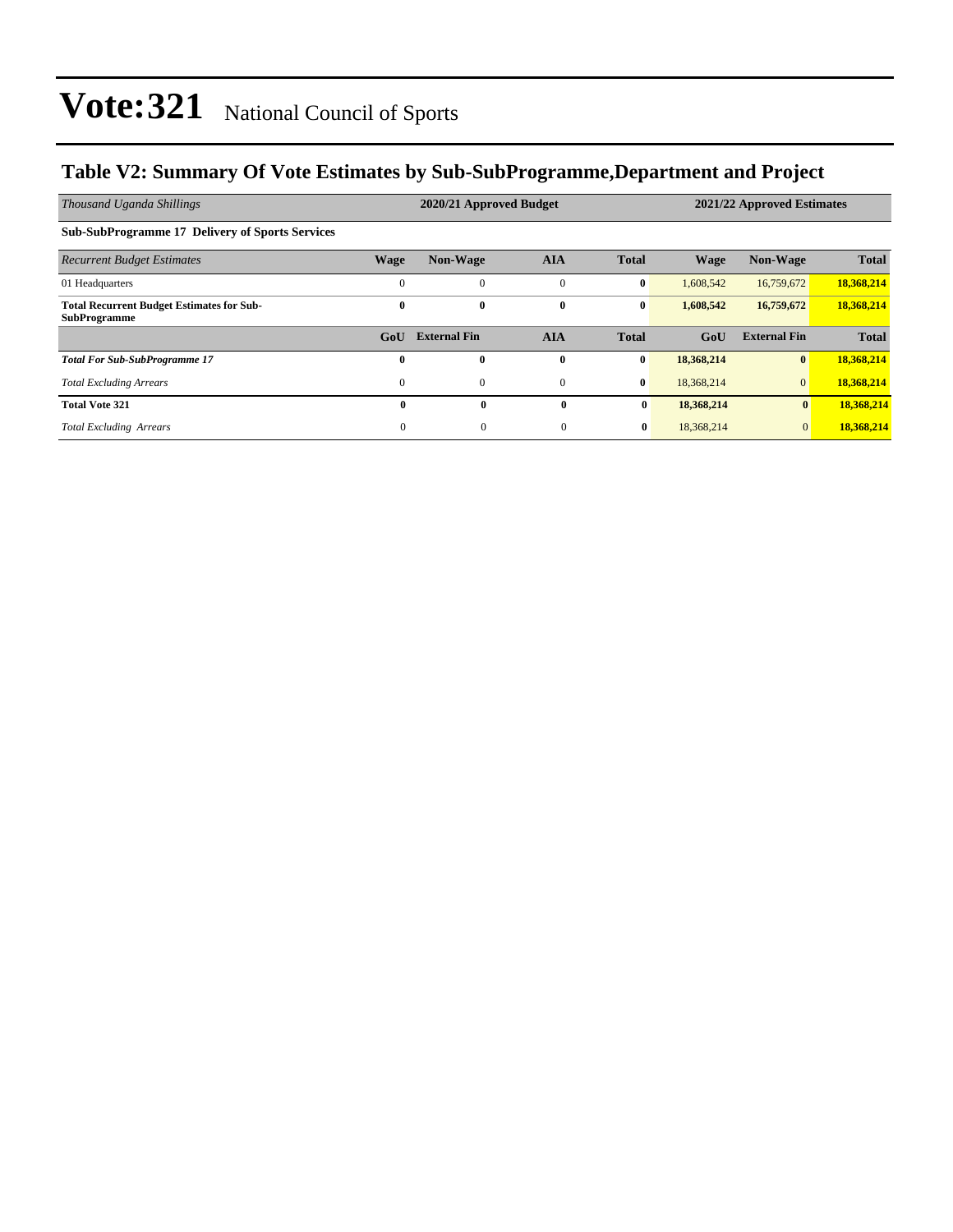# Vote:321 National Council of Sports

## Table V2: Summary Of Vote Estimates by Sub-SubProgramme,Department and Project

| *Thousand Uganda Shillings* | 2020/21 Approved Budget | | | | 2021/22 Approved Estimates | | |
|---|---|---|---|---|---|---|---|
| **Sub-SubProgramme 17 Delivery of Sports Services** | | | | | | | |
| *Recurrent Budget Estimates* | **Wage** | **Non-Wage** | **AIA** | **Total** | **Wage** | **Non-Wage** | **Total** |
| 01 Headquarters | 0 | 0 | 0 | **0** | 1,608,542 | 16,759,672 | **18,368,214** |
| **Total Recurrent Budget Estimates for Sub-SubProgramme** | **0** | **0** | **0** | **0** | **1,608,542** | **16,759,672** | **18,368,214** |
| | **GoU** | **External Fin** | **AIA** | **Total** | **GoU** | **External Fin** | **Total** |
| ***Total For Sub-SubProgramme 17*** | **0** | **0** | **0** | **0** | **18,368,214** | **0** | **18,368,214** |
| *Total Excluding Arrears* | 0 | 0 | 0 | **0** | 18,368,214 | 0 | **18,368,214** |
| **Total Vote 321** | **0** | **0** | **0** | **0** | **18,368,214** | **0** | **18,368,214** |
| *Total Excluding Arrears* | 0 | 0 | 0 | **0** | 18,368,214 | 0 | **18,368,214** |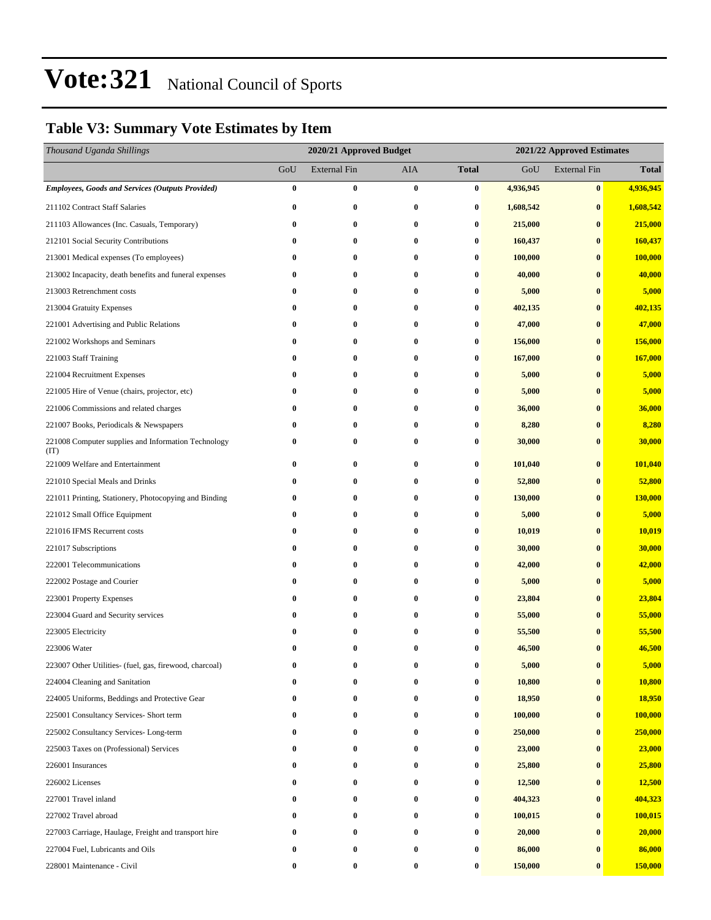# Vote:321 National Council of Sports

## Table V3: Summary Vote Estimates by Item

| *Thousand Uganda Shillings* | 2020/21 Approved Budget | | | | 2021/22 Approved Estimates | | |
|---|---|---|---|---|---|---|---|
| | GoU | External Fin | AIA | **Total** | GoU | External Fin | **Total** |
| ***Employees, Goods and Services (Outputs Provided)*** | **0** | **0** | **0** | **0** | **4,936,945** | **0** | **4,936,945** |
| 211102 Contract Staff Salaries | **0** | **0** | **0** | **0** | **1,608,542** | **0** | **1,608,542** |
| 211103 Allowances (Inc. Casuals, Temporary) | **0** | **0** | **0** | **0** | **215,000** | **0** | **215,000** |
| 212101 Social Security Contributions | **0** | **0** | **0** | **0** | **160,437** | **0** | **160,437** |
| 213001 Medical expenses (To employees) | **0** | **0** | **0** | **0** | **100,000** | **0** | **100,000** |
| 213002 Incapacity, death benefits and funeral expenses | **0** | **0** | **0** | **0** | **40,000** | **0** | **40,000** |
| 213003 Retrenchment costs | **0** | **0** | **0** | **0** | **5,000** | **0** | **5,000** |
| 213004 Gratuity Expenses | **0** | **0** | **0** | **0** | **402,135** | **0** | **402,135** |
| 221001 Advertising and Public Relations | **0** | **0** | **0** | **0** | **47,000** | **0** | **47,000** |
| 221002 Workshops and Seminars | **0** | **0** | **0** | **0** | **156,000** | **0** | **156,000** |
| 221003 Staff Training | **0** | **0** | **0** | **0** | **167,000** | **0** | **167,000** |
| 221004 Recruitment Expenses | **0** | **0** | **0** | **0** | **5,000** | **0** | **5,000** |
| 221005 Hire of Venue (chairs, projector, etc) | **0** | **0** | **0** | **0** | **5,000** | **0** | **5,000** |
| 221006 Commissions and related charges | **0** | **0** | **0** | **0** | **36,000** | **0** | **36,000** |
| 221007 Books, Periodicals & Newspapers | **0** | **0** | **0** | **0** | **8,280** | **0** | **8,280** |
| 221008 Computer supplies and Information Technology (IT) | **0** | **0** | **0** | **0** | **30,000** | **0** | **30,000** |
| 221009 Welfare and Entertainment | **0** | **0** | **0** | **0** | **101,040** | **0** | **101,040** |
| 221010 Special Meals and Drinks | **0** | **0** | **0** | **0** | **52,800** | **0** | **52,800** |
| 221011 Printing, Stationery, Photocopying and Binding | **0** | **0** | **0** | **0** | **130,000** | **0** | **130,000** |
| 221012 Small Office Equipment | **0** | **0** | **0** | **0** | **5,000** | **0** | **5,000** |
| 221016 IFMS Recurrent costs | **0** | **0** | **0** | **0** | **10,019** | **0** | **10,019** |
| 221017 Subscriptions | **0** | **0** | **0** | **0** | **30,000** | **0** | **30,000** |
| 222001 Telecommunications | **0** | **0** | **0** | **0** | **42,000** | **0** | **42,000** |
| 222002 Postage and Courier | **0** | **0** | **0** | **0** | **5,000** | **0** | **5,000** |
| 223001 Property Expenses | **0** | **0** | **0** | **0** | **23,804** | **0** | **23,804** |
| 223004 Guard and Security services | **0** | **0** | **0** | **0** | **55,000** | **0** | **55,000** |
| 223005 Electricity | **0** | **0** | **0** | **0** | **55,500** | **0** | **55,500** |
| 223006 Water | **0** | **0** | **0** | **0** | **46,500** | **0** | **46,500** |
| 223007 Other Utilities- (fuel, gas, firewood, charcoal) | **0** | **0** | **0** | **0** | **5,000** | **0** | **5,000** |
| 224004 Cleaning and Sanitation | **0** | **0** | **0** | **0** | **10,800** | **0** | **10,800** |
| 224005 Uniforms, Beddings and Protective Gear | **0** | **0** | **0** | **0** | **18,950** | **0** | **18,950** |
| 225001 Consultancy Services- Short term | **0** | **0** | **0** | **0** | **100,000** | **0** | **100,000** |
| 225002 Consultancy Services- Long-term | **0** | **0** | **0** | **0** | **250,000** | **0** | **250,000** |
| 225003 Taxes on (Professional) Services | **0** | **0** | **0** | **0** | **23,000** | **0** | **23,000** |
| 226001 Insurances | **0** | **0** | **0** | **0** | **25,800** | **0** | **25,800** |
| 226002 Licenses | **0** | **0** | **0** | **0** | **12,500** | **0** | **12,500** |
| 227001 Travel inland | **0** | **0** | **0** | **0** | **404,323** | **0** | **404,323** |
| 227002 Travel abroad | **0** | **0** | **0** | **0** | **100,015** | **0** | **100,015** |
| 227003 Carriage, Haulage, Freight and transport hire | **0** | **0** | **0** | **0** | **20,000** | **0** | **20,000** |
| 227004 Fuel, Lubricants and Oils | **0** | **0** | **0** | **0** | **86,000** | **0** | **86,000** |
| 228001 Maintenance - Civil | **0** | **0** | **0** | **0** | **150,000** | **0** | **150,000** |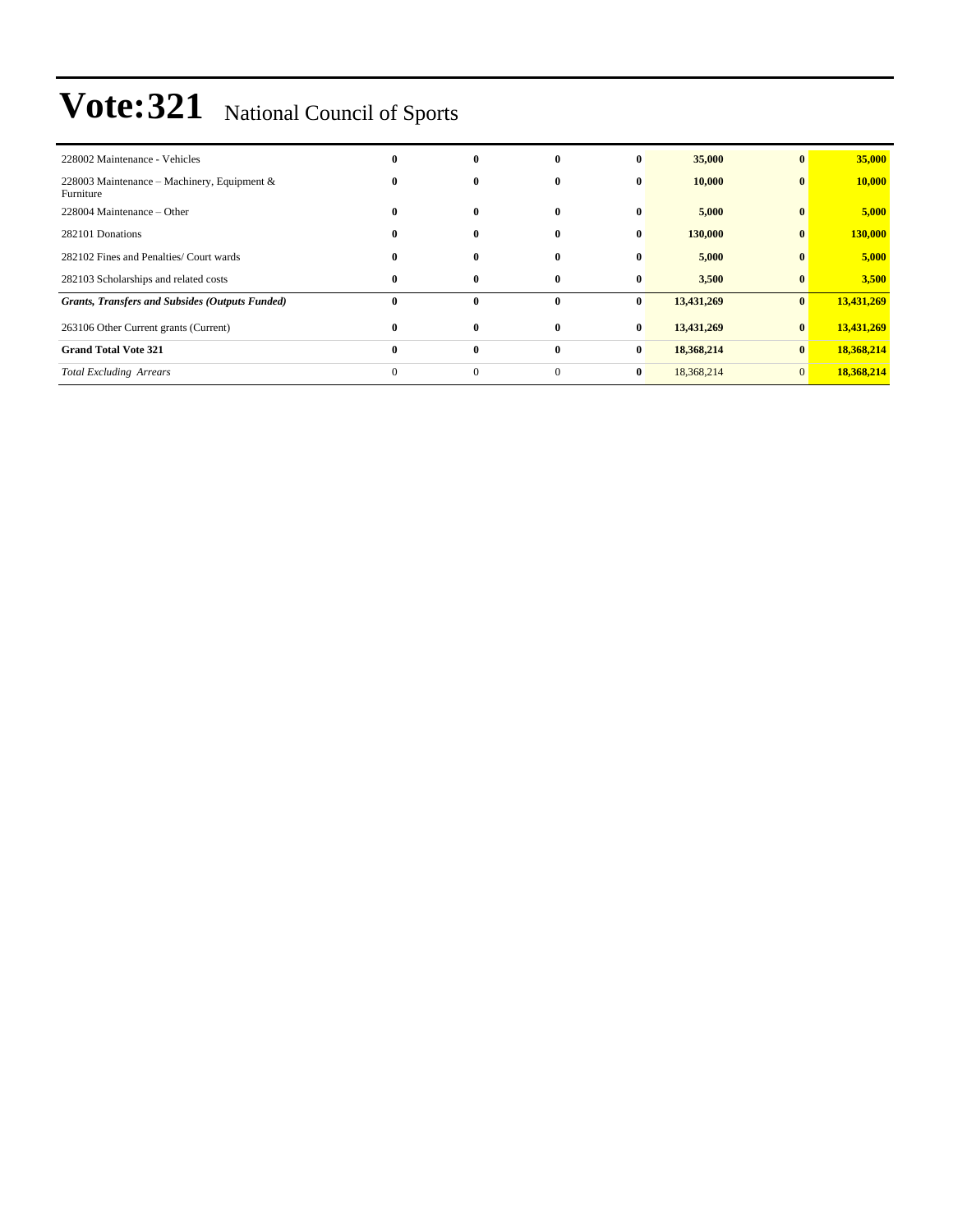# Vote:321 National Council of Sports

| | | | | | | | |
|---|---|---|---|---|---|---|---|
| 228002 Maintenance - Vehicles | **0** | **0** | **0** | **0** | **35,000** | **0** | **35,000** |
| 228003 Maintenance – Machinery, Equipment & Furniture | **0** | **0** | **0** | **0** | **10,000** | **0** | **10,000** |
| 228004 Maintenance – Other | **0** | **0** | **0** | **0** | **5,000** | **0** | **5,000** |
| 282101 Donations | **0** | **0** | **0** | **0** | **130,000** | **0** | **130,000** |
| 282102 Fines and Penalties/ Court wards | **0** | **0** | **0** | **0** | **5,000** | **0** | **5,000** |
| 282103 Scholarships and related costs | **0** | **0** | **0** | **0** | **3,500** | **0** | **3,500** |
| ***Grants, Transfers and Subsides (Outputs Funded)*** | **0** | **0** | **0** | **0** | **13,431,269** | **0** | **13,431,269** |
| 263106 Other Current grants (Current) | **0** | **0** | **0** | **0** | **13,431,269** | **0** | **13,431,269** |
| **Grand Total Vote 321** | **0** | **0** | **0** | **0** | **18,368,214** | **0** | **18,368,214** |
| *Total Excluding Arrears* | 0 | 0 | 0 | **0** | 18,368,214 | 0 | **18,368,214** |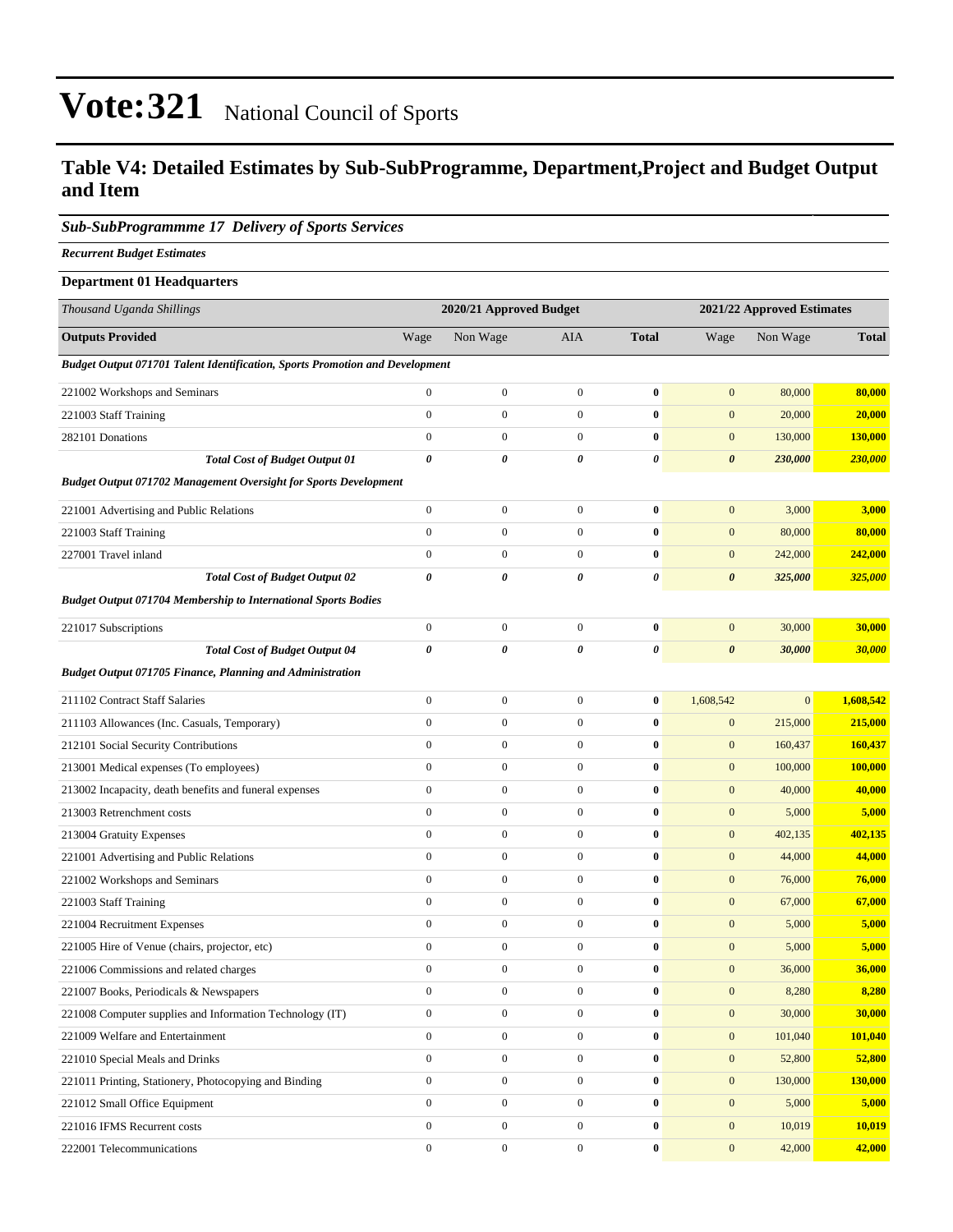# Vote:321 National Council of Sports

## Table V4: Detailed Estimates by Sub-SubProgramme, Department,Project and Budget Output and Item

### *Sub-SubProgrammme 17 Delivery of Sports Services*

***Recurrent Budget Estimates***

**Department 01 Headquarters**

| *Thousand Uganda Shillings* | 2020/21 Approved Budget | | | | 2021/22 Approved Estimates | | |
|---|---|---|---|---|---|---|---|
| **Outputs Provided** | Wage | Non Wage | AIA | **Total** | Wage | Non Wage | **Total** |
| ***Budget Output 071701 Talent Identification, Sports Promotion and Development*** | | | | | | | |
| 221002 Workshops and Seminars | 0 | 0 | 0 | **0** | 0 | 80,000 | **80,000** |
| 221003 Staff Training | 0 | 0 | 0 | **0** | 0 | 20,000 | **20,000** |
| 282101 Donations | 0 | 0 | 0 | **0** | 0 | 130,000 | **130,000** |
| ***Total Cost of Budget Output 01*** | ***0*** | ***0*** | ***0*** | ***0*** | ***0*** | ***230,000*** | ***230,000*** |
| ***Budget Output 071702 Management Oversight for Sports Development*** | | | | | | | |
| 221001 Advertising and Public Relations | 0 | 0 | 0 | **0** | 0 | 3,000 | **3,000** |
| 221003 Staff Training | 0 | 0 | 0 | **0** | 0 | 80,000 | **80,000** |
| 227001 Travel inland | 0 | 0 | 0 | **0** | 0 | 242,000 | **242,000** |
| ***Total Cost of Budget Output 02*** | ***0*** | ***0*** | ***0*** | ***0*** | ***0*** | ***325,000*** | ***325,000*** |
| ***Budget Output 071704 Membership to International Sports Bodies*** | | | | | | | |
| 221017 Subscriptions | 0 | 0 | 0 | **0** | 0 | 30,000 | **30,000** |
| ***Total Cost of Budget Output 04*** | ***0*** | ***0*** | ***0*** | ***0*** | ***0*** | ***30,000*** | ***30,000*** |
| ***Budget Output 071705 Finance, Planning and Administration*** | | | | | | | |
| 211102 Contract Staff Salaries | 0 | 0 | 0 | **0** | 1,608,542 | 0 | **1,608,542** |
| 211103 Allowances (Inc. Casuals, Temporary) | 0 | 0 | 0 | **0** | 0 | 215,000 | **215,000** |
| 212101 Social Security Contributions | 0 | 0 | 0 | **0** | 0 | 160,437 | **160,437** |
| 213001 Medical expenses (To employees) | 0 | 0 | 0 | **0** | 0 | 100,000 | **100,000** |
| 213002 Incapacity, death benefits and funeral expenses | 0 | 0 | 0 | **0** | 0 | 40,000 | **40,000** |
| 213003 Retrenchment costs | 0 | 0 | 0 | **0** | 0 | 5,000 | **5,000** |
| 213004 Gratuity Expenses | 0 | 0 | 0 | **0** | 0 | 402,135 | **402,135** |
| 221001 Advertising and Public Relations | 0 | 0 | 0 | **0** | 0 | 44,000 | **44,000** |
| 221002 Workshops and Seminars | 0 | 0 | 0 | **0** | 0 | 76,000 | **76,000** |
| 221003 Staff Training | 0 | 0 | 0 | **0** | 0 | 67,000 | **67,000** |
| 221004 Recruitment Expenses | 0 | 0 | 0 | **0** | 0 | 5,000 | **5,000** |
| 221005 Hire of Venue (chairs, projector, etc) | 0 | 0 | 0 | **0** | 0 | 5,000 | **5,000** |
| 221006 Commissions and related charges | 0 | 0 | 0 | **0** | 0 | 36,000 | **36,000** |
| 221007 Books, Periodicals & Newspapers | 0 | 0 | 0 | **0** | 0 | 8,280 | **8,280** |
| 221008 Computer supplies and Information Technology (IT) | 0 | 0 | 0 | **0** | 0 | 30,000 | **30,000** |
| 221009 Welfare and Entertainment | 0 | 0 | 0 | **0** | 0 | 101,040 | **101,040** |
| 221010 Special Meals and Drinks | 0 | 0 | 0 | **0** | 0 | 52,800 | **52,800** |
| 221011 Printing, Stationery, Photocopying and Binding | 0 | 0 | 0 | **0** | 0 | 130,000 | **130,000** |
| 221012 Small Office Equipment | 0 | 0 | 0 | **0** | 0 | 5,000 | **5,000** |
| 221016 IFMS Recurrent costs | 0 | 0 | 0 | **0** | 0 | 10,019 | **10,019** |
| 222001 Telecommunications | 0 | 0 | 0 | **0** | 0 | 42,000 | **42,000** |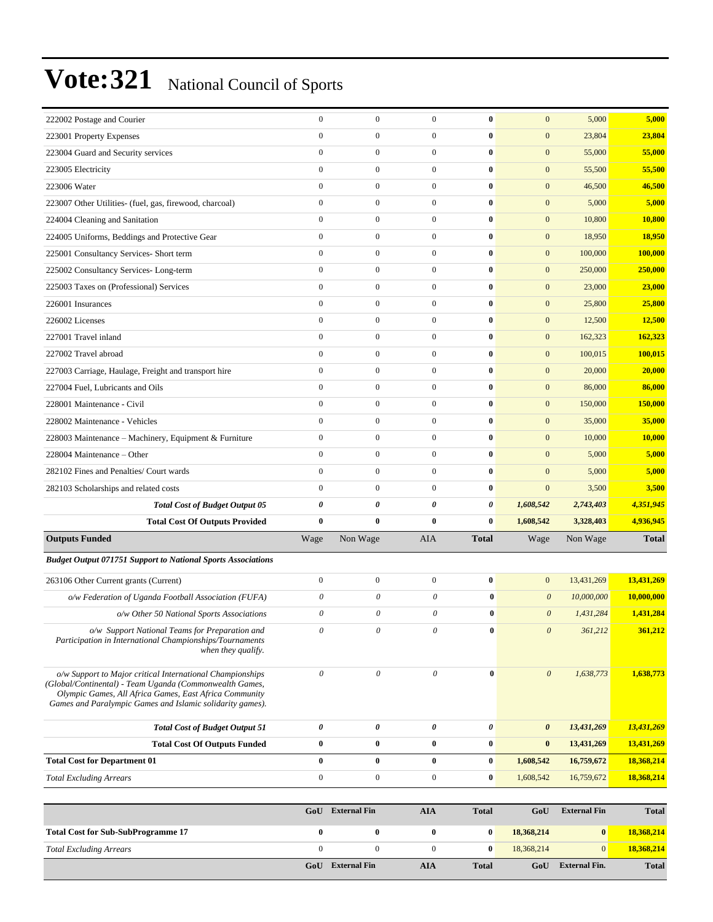# Vote:321 National Council of Sports

| | | | | | | | |
|---|---|---|---|---|---|---|---|
| 222002 Postage and Courier | 0 | 0 | 0 | **0** | 0 | 5,000 | **5,000** |
| 223001 Property Expenses | 0 | 0 | 0 | **0** | 0 | 23,804 | **23,804** |
| 223004 Guard and Security services | 0 | 0 | 0 | **0** | 0 | 55,000 | **55,000** |
| 223005 Electricity | 0 | 0 | 0 | **0** | 0 | 55,500 | **55,500** |
| 223006 Water | 0 | 0 | 0 | **0** | 0 | 46,500 | **46,500** |
| 223007 Other Utilities- (fuel, gas, firewood, charcoal) | 0 | 0 | 0 | **0** | 0 | 5,000 | **5,000** |
| 224004 Cleaning and Sanitation | 0 | 0 | 0 | **0** | 0 | 10,800 | **10,800** |
| 224005 Uniforms, Beddings and Protective Gear | 0 | 0 | 0 | **0** | 0 | 18,950 | **18,950** |
| 225001 Consultancy Services- Short term | 0 | 0 | 0 | **0** | 0 | 100,000 | **100,000** |
| 225002 Consultancy Services- Long-term | 0 | 0 | 0 | **0** | 0 | 250,000 | **250,000** |
| 225003 Taxes on (Professional) Services | 0 | 0 | 0 | **0** | 0 | 23,000 | **23,000** |
| 226001 Insurances | 0 | 0 | 0 | **0** | 0 | 25,800 | **25,800** |
| 226002 Licenses | 0 | 0 | 0 | **0** | 0 | 12,500 | **12,500** |
| 227001 Travel inland | 0 | 0 | 0 | **0** | 0 | 162,323 | **162,323** |
| 227002 Travel abroad | 0 | 0 | 0 | **0** | 0 | 100,015 | **100,015** |
| 227003 Carriage, Haulage, Freight and transport hire | 0 | 0 | 0 | **0** | 0 | 20,000 | **20,000** |
| 227004 Fuel, Lubricants and Oils | 0 | 0 | 0 | **0** | 0 | 86,000 | **86,000** |
| 228001 Maintenance - Civil | 0 | 0 | 0 | **0** | 0 | 150,000 | **150,000** |
| 228002 Maintenance - Vehicles | 0 | 0 | 0 | **0** | 0 | 35,000 | **35,000** |
| 228003 Maintenance – Machinery, Equipment & Furniture | 0 | 0 | 0 | **0** | 0 | 10,000 | **10,000** |
| 228004 Maintenance – Other | 0 | 0 | 0 | **0** | 0 | 5,000 | **5,000** |
| 282102 Fines and Penalties/ Court wards | 0 | 0 | 0 | **0** | 0 | 5,000 | **5,000** |
| 282103 Scholarships and related costs | 0 | 0 | 0 | **0** | 0 | 3,500 | **3,500** |
| ***Total Cost of Budget Output 05*** | ***0*** | ***0*** | ***0*** | ***0*** | ***1,608,542*** | ***2,743,403*** | ***4,351,945*** |
| **Total Cost Of Outputs Provided** | **0** | **0** | **0** | **0** | **1,608,542** | **3,328,403** | **4,936,945** |
| **Outputs Funded** | Wage | Non Wage | AIA | **Total** | Wage | Non Wage | **Total** |
| ***Budget Output 071751 Support to National Sports Associations*** | | | | | | | |
| 263106 Other Current grants (Current) | 0 | 0 | 0 | **0** | 0 | 13,431,269 | **13,431,269** |
| *o/w Federation of Uganda Football Association (FUFA)* | *0* | *0* | *0* | **0** | *0* | *10,000,000* | **10,000,000** |
| *o/w Other 50 National Sports Associations* | *0* | *0* | *0* | **0** | *0* | *1,431,284* | **1,431,284** |
| *o/w Support National Teams for Preparation and Participation in International Championships/Tournaments when they qualify.* | *0* | *0* | *0* | **0** | *0* | *361,212* | **361,212** |
| *o/w Support to Major critical International Championships (Global/Continental) - Team Uganda (Commonwealth Games, Olympic Games, All Africa Games, East Africa Community Games and Paralympic Games and Islamic solidarity games).* | *0* | *0* | *0* | **0** | *0* | *1,638,773* | **1,638,773** |
| ***Total Cost of Budget Output 51*** | ***0*** | ***0*** | ***0*** | ***0*** | ***0*** | ***13,431,269*** | ***13,431,269*** |
| **Total Cost Of Outputs Funded** | **0** | **0** | **0** | **0** | **0** | **13,431,269** | **13,431,269** |
| **Total Cost for Department 01** | **0** | **0** | **0** | **0** | **1,608,542** | **16,759,672** | **18,368,214** |
| *Total Excluding Arrears* | 0 | 0 | 0 | **0** | 1,608,542 | 16,759,672 | **18,368,214** |

| | GoU | External Fin | AIA | Total | GoU | External Fin | Total |
|---|---|---|---|---|---|---|---|
| **Total Cost for Sub-SubProgramme 17** | **0** | **0** | **0** | **0** | **18,368,214** | **0** | **18,368,214** |
| *Total Excluding Arrears* | 0 | 0 | 0 | **0** | 18,368,214 | 0 | **18,368,214** |
| | **GoU** | **External Fin** | **AIA** | **Total** | **GoU** | **External Fin.** | **Total** |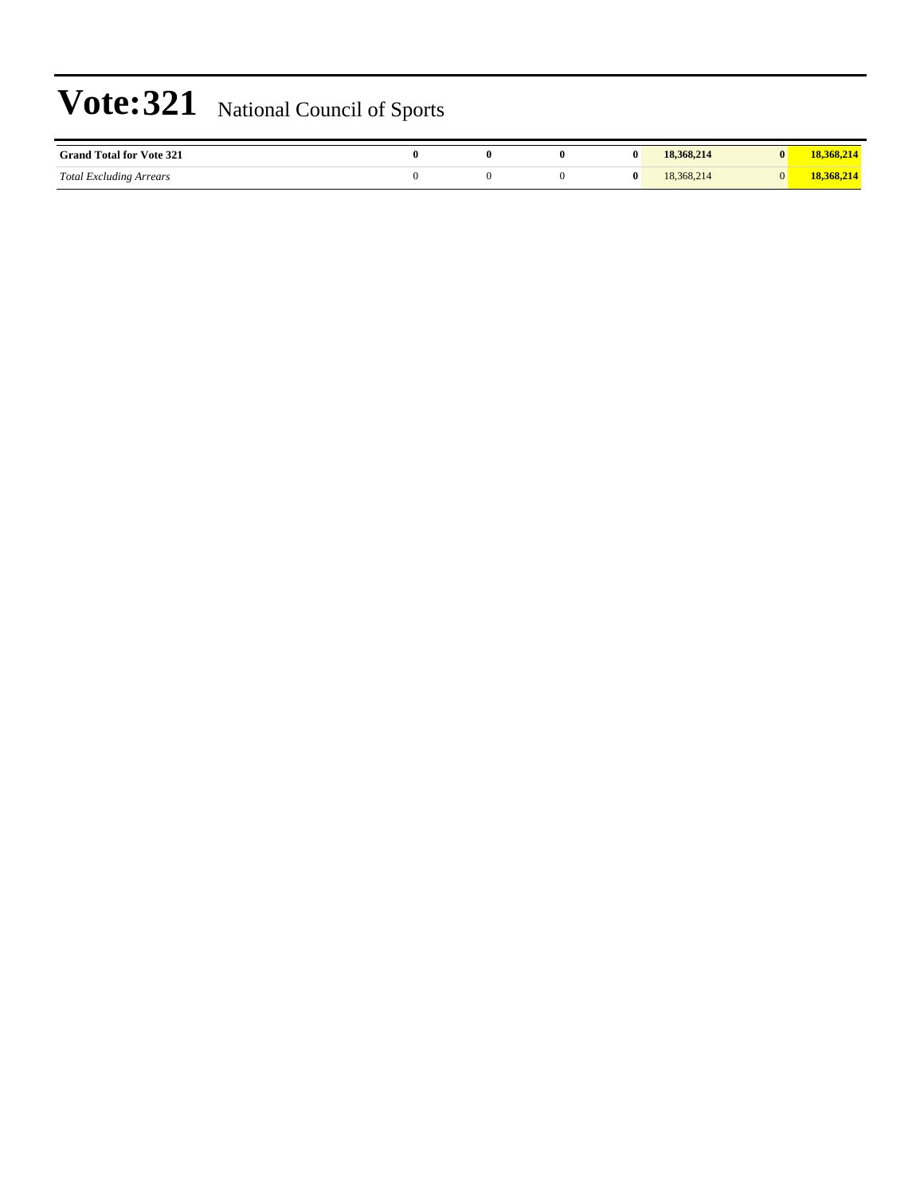# Vote:321 National Council of Sports

| | | | | | | | |
|---|---|---|---|---|---|---|---|
| **Grand Total for Vote 321** | **0** | **0** | **0** | **0** | **18,368,214** | **0** | **18,368,214** |
| *Total Excluding Arrears* | 0 | 0 | 0 | **0** | 18,368,214 | 0 | **18,368,214** |